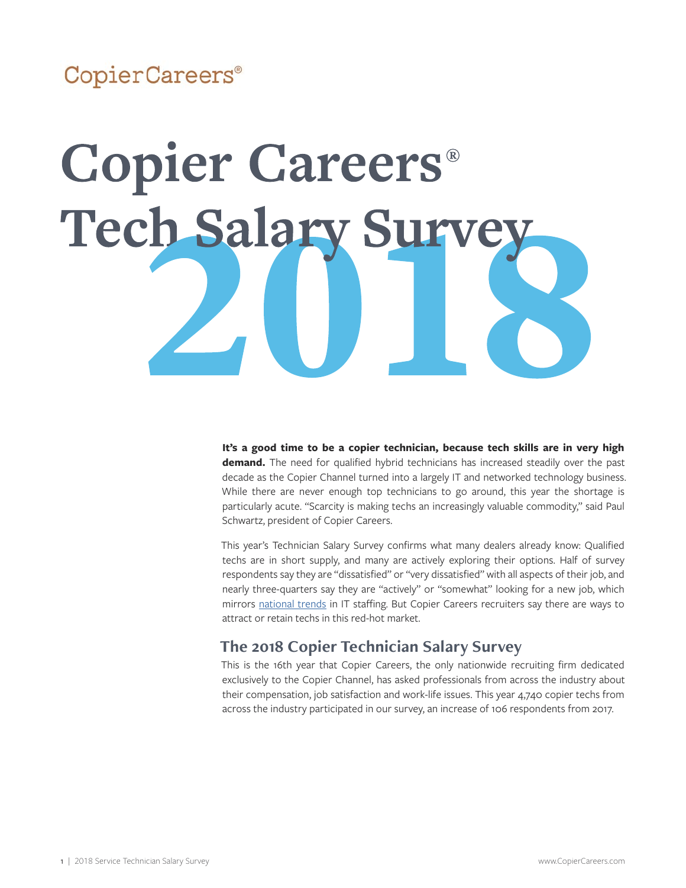CopierCareers®

# Copier Careers® Tech Salary Survey 2018

**It's a good time to be a copier technician, because tech skills are in very high demand.** The need for qualified hybrid technicians has increased steadily over the past decade as the Copier Channel turned into a largely IT and networked technology business. While there are never enough top technicians to go around, this year the shortage is particularly acute. "Scarcity is making techs an increasingly valuable commodity," said Paul Schwartz, president of Copier Careers.

This year's Technician Salary Survey confirms what many dealers already know: Qualified techs are in short supply, and many are actively exploring their options. Half of survey respondents say they are "dissatisfied" or "very dissatisfied" with all aspects of their job, and nearly three-quarters say they are "actively" or "somewhat" looking for a new job, which mirrors national trends in IT staffing. But Copier Careers recruiters say there are ways to attract or retain techs in this red-hot market.

## The 2018 Copier Technician Salary Survey

This is the 16th year that Copier Careers, the only nationwide recruiting firm dedicated exclusively to the Copier Channel, has asked professionals from across the industry about their compensation, job satisfaction and work-life issues. This year 4,740 copier techs from across the industry participated in our survey, an increase of 106 respondents from 2017.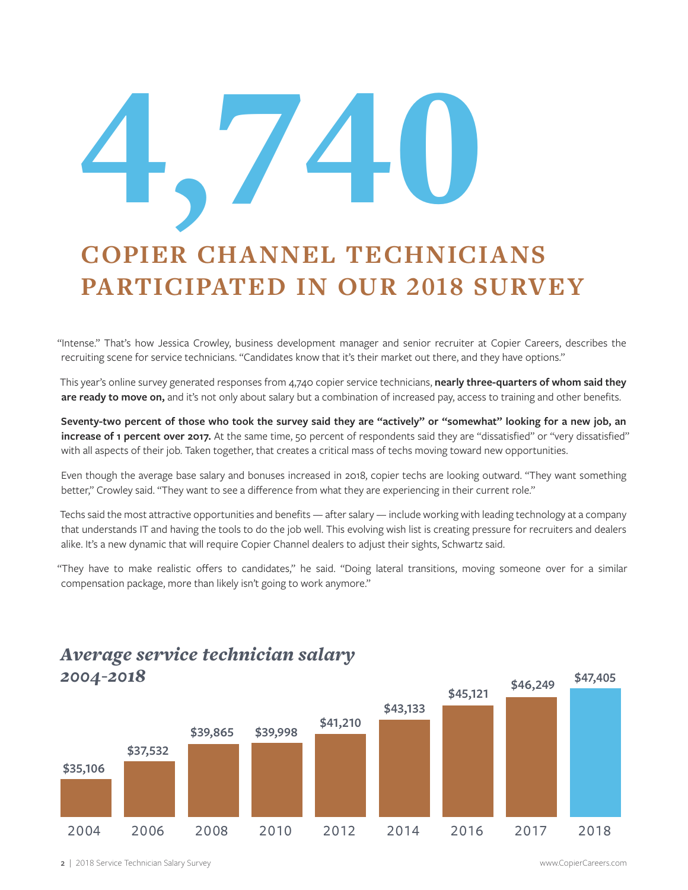# 4,740

## COPIER CHANNEL TECHNICIANS PARTICIPATED IN OUR 2018 SURVEY

"Intense." That's how Jessica Crowley, business development manager and senior recruiter at Copier Careers, describes the recruiting scene for service technicians. "Candidates know that it's their market out there, and they have options."

This year's online survey generated responses from 4,740 copier service technicians, **nearly three-quarters of whom said they are ready to move on,** and it's not only about salary but a combination of increased pay, access to training and other benefits.

**Seventy-two percent of those who took the survey said they are "actively" or "somewhat" looking for a new job, an increase of 1 percent over 2017.** At the same time, 50 percent of respondents said they are "dissatisfied" or "very dissatisfied" with all aspects of their job. Taken together, that creates a critical mass of techs moving toward new opportunities.

Even though the average base salary and bonuses increased in 2018, copier techs are looking outward. "They want something better," Crowley said. "They want to see a difference from what they are experiencing in their current role."

Techs said the most attractive opportunities and benefits — after salary — include working with leading technology at a company that understands IT and having the tools to do the job well. This evolving wish list is creating pressure for recruiters and dealers alike. It's a new dynamic that will require Copier Channel dealers to adjust their sights, Schwartz said.

"They have to make realistic offers to candidates," he said. "Doing lateral transitions, moving someone over for a similar compensation package, more than likely isn't going to work anymore."

### *Average service technician salary 2004-2018*

| Year | Average Salary |
|---|---|
| 2004 | $35,106 |
| 2006 | $37,532 |
| 2008 | $39,865 |
| 2010 | $39,998 |
| 2012 | $41,210 |
| 2014 | $43,133 |
| 2016 | $45,121 |
| 2017 | $46,249 |
| 2018 | $47,405 |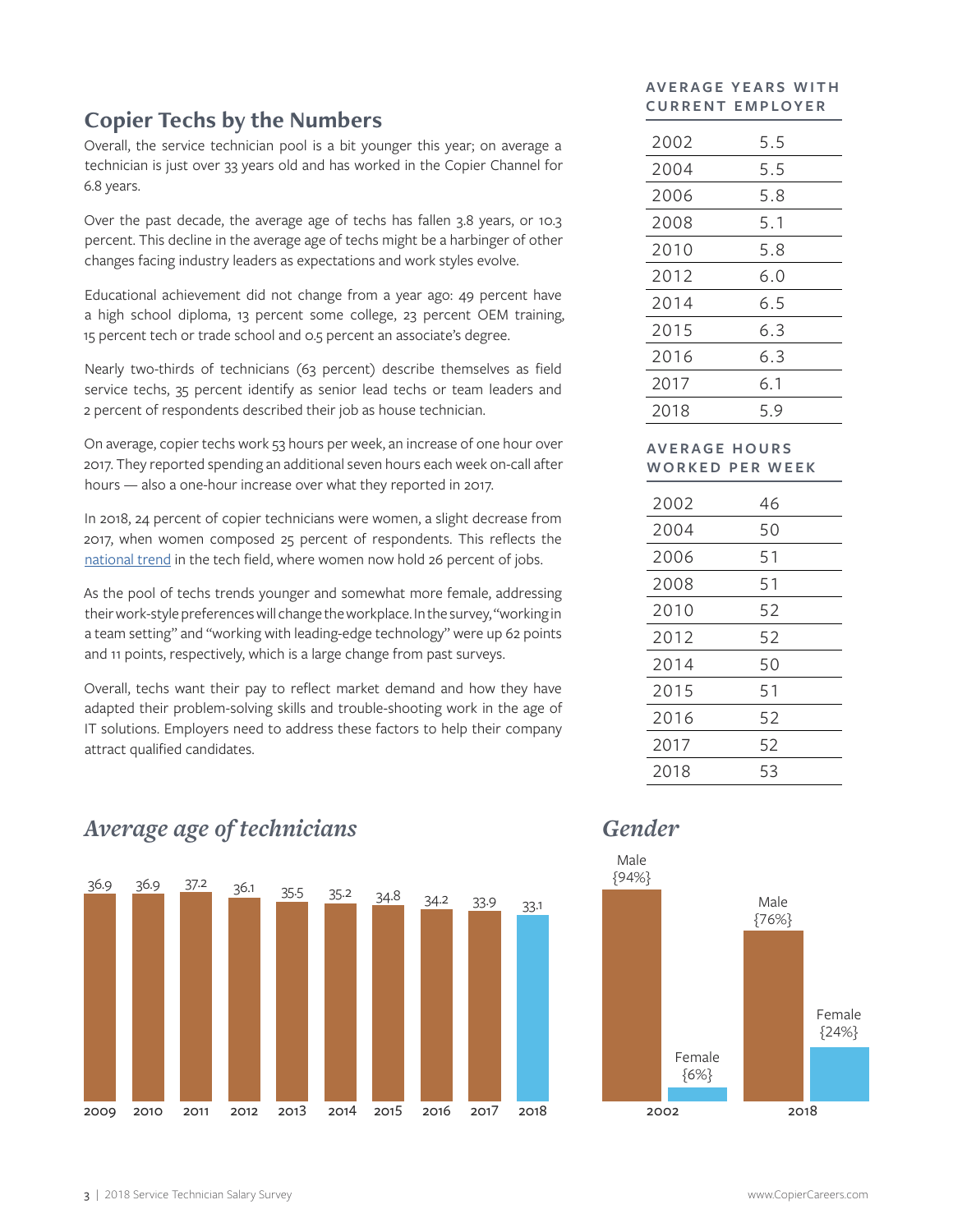## Copier Techs by the Numbers

Overall, the service technician pool is a bit younger this year; on average a technician is just over 33 years old and has worked in the Copier Channel for 6.8 years.

Over the past decade, the average age of techs has fallen 3.8 years, or 10.3 percent. This decline in the average age of techs might be a harbinger of other changes facing industry leaders as expectations and work styles evolve.

Educational achievement did not change from a year ago: 49 percent have a high school diploma, 13 percent some college, 23 percent OEM training, 15 percent tech or trade school and 0.5 percent an associate's degree.

Nearly two-thirds of technicians (63 percent) describe themselves as field service techs, 35 percent identify as senior lead techs or team leaders and 2 percent of respondents described their job as house technician.

On average, copier techs work 53 hours per week, an increase of one hour over 2017. They reported spending an additional seven hours each week on-call after hours — also a one-hour increase over what they reported in 2017.

In 2018, 24 percent of copier technicians were women, a slight decrease from 2017, when women composed 25 percent of respondents. This reflects the national trend in the tech field, where women now hold 26 percent of jobs.

As the pool of techs trends younger and somewhat more female, addressing their work-style preferences will change the workplace. In the survey, "working in a team setting" and "working with leading-edge technology" were up 62 points and 11 points, respectively, which is a large change from past surveys.

Overall, techs want their pay to reflect market demand and how they have adapted their problem-solving skills and trouble-shooting work in the age of IT solutions. Employers need to address these factors to help their company attract qualified candidates.

### AVERAGE YEARS WITH CURRENT EMPLOYER

| Year | Years |
|---|---|
| 2002 | 5.5 |
| 2004 | 5.5 |
| 2006 | 5.8 |
| 2008 | 5.1 |
| 2010 | 5.8 |
| 2012 | 6.0 |
| 2014 | 6.5 |
| 2015 | 6.3 |
| 2016 | 6.3 |
| 2017 | 6.1 |
| 2018 | 5.9 |

### AVERAGE HOURS WORKED PER WEEK

| Year | Hours |
|---|---|
| 2002 | 46 |
| 2004 | 50 |
| 2006 | 51 |
| 2008 | 51 |
| 2010 | 52 |
| 2012 | 52 |
| 2014 | 50 |
| 2015 | 51 |
| 2016 | 52 |
| 2017 | 52 |
| 2018 | 53 |

### *Average age of technicians*

| 2009 | 2010 | 2011 | 2012 | 2013 | 2014 | 2015 | 2016 | 2017 | 2018 |
|---|---|---|---|---|---|---|---|---|---|
| 36.9 | 36.9 | 37.2 | 36.1 | 35.5 | 35.2 | 34.8 | 34.2 | 33.9 | 33.1 |

### *Gender*

| Year | Male | Female |
|---|---|---|
| 2002 | {94%} | {6%} |
| 2018 | {76%} | {24%} |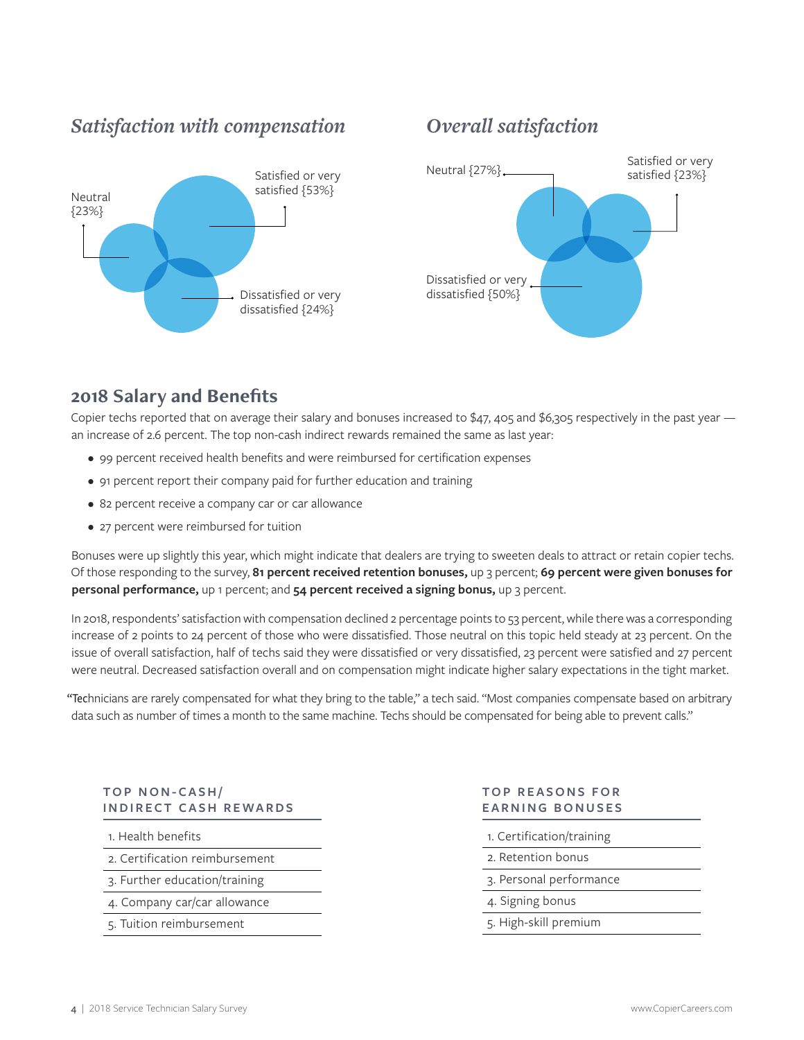### *Satisfaction with compensation*

Satisfied or very satisfied {53%}

Neutral {23%}

Dissatisfied or very dissatisfied {24%}

### *Overall satisfaction*

Neutral {27%}

Satisfied or very satisfied {23%}

Dissatisfied or very dissatisfied {50%}

## 2018 Salary and Benefits

Copier techs reported that on average their salary and bonuses increased to $47, 405 and $6,305 respectively in the past year — an increase of 2.6 percent. The top non-cash indirect rewards remained the same as last year:

- 99 percent received health benefits and were reimbursed for certification expenses
- 91 percent report their company paid for further education and training
- 82 percent receive a company car or car allowance
- 27 percent were reimbursed for tuition

Bonuses were up slightly this year, which might indicate that dealers are trying to sweeten deals to attract or retain copier techs. Of those responding to the survey, **81 percent received retention bonuses,** up 3 percent; **69 percent were given bonuses for personal performance,** up 1 percent; and **54 percent received a signing bonus,** up 3 percent.

In 2018, respondents' satisfaction with compensation declined 2 percentage points to 53 percent, while there was a corresponding increase of 2 points to 24 percent of those who were dissatisfied. Those neutral on this topic held steady at 23 percent. On the issue of overall satisfaction, half of techs said they were dissatisfied or very dissatisfied, 23 percent were satisfied and 27 percent were neutral. Decreased satisfaction overall and on compensation might indicate higher salary expectations in the tight market.

"Technicians are rarely compensated for what they bring to the table," a tech said. "Most companies compensate based on arbitrary data such as number of times a month to the same machine. Techs should be compensated for being able to prevent calls."

| TOP NON-CASH/ INDIRECT CASH REWARDS |
|---|
| 1. Health benefits |
| 2. Certification reimbursement |
| 3. Further education/training |
| 4. Company car/car allowance |
| 5. Tuition reimbursement |

| TOP REASONS FOR EARNING BONUSES |
|---|
| 1. Certification/training |
| 2. Retention bonus |
| 3. Personal performance |
| 4. Signing bonus |
| 5. High-skill premium |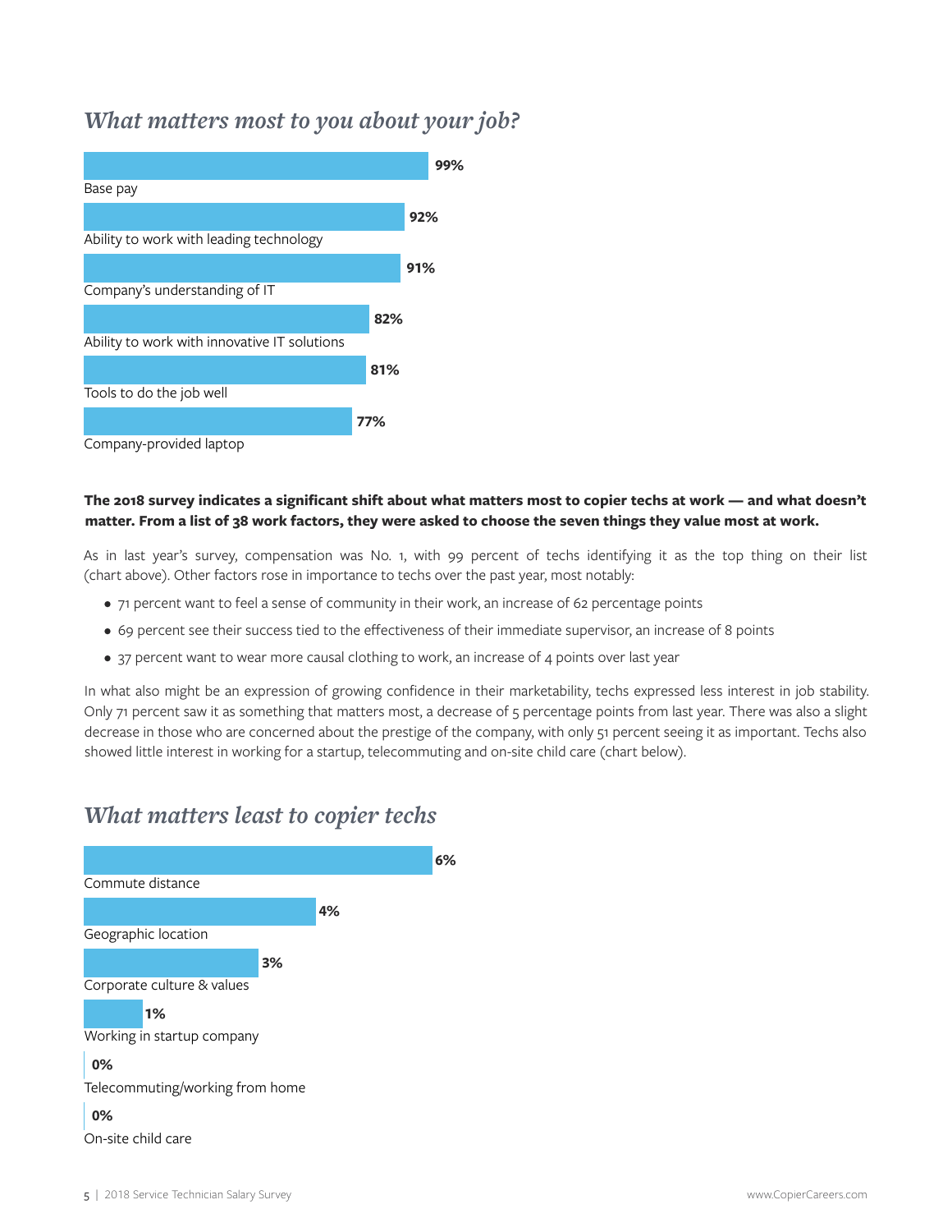## *What matters most to you about your job?*

| Factor | Percent |
|---|---|
| Base pay | 99% |
| Ability to work with leading technology | 92% |
| Company's understanding of IT | 91% |
| Ability to work with innovative IT solutions | 82% |
| Tools to do the job well | 81% |
| Company-provided laptop | 77% |

**The 2018 survey indicates a significant shift about what matters most to copier techs at work — and what doesn't matter. From a list of 38 work factors, they were asked to choose the seven things they value most at work.**

As in last year's survey, compensation was No. 1, with 99 percent of techs identifying it as the top thing on their list (chart above). Other factors rose in importance to techs over the past year, most notably:

- 71 percent want to feel a sense of community in their work, an increase of 62 percentage points
- 69 percent see their success tied to the effectiveness of their immediate supervisor, an increase of 8 points
- 37 percent want to wear more causal clothing to work, an increase of 4 points over last year

In what also might be an expression of growing confidence in their marketability, techs expressed less interest in job stability. Only 71 percent saw it as something that matters most, a decrease of 5 percentage points from last year. There was also a slight decrease in those who are concerned about the prestige of the company, with only 51 percent seeing it as important. Techs also showed little interest in working for a startup, telecommuting and on-site child care (chart below).

## *What matters least to copier techs*

| Factor | Percent |
|---|---|
| Commute distance | 6% |
| Geographic location | 4% |
| Corporate culture & values | 3% |
| Working in startup company | 1% |
| Telecommuting/working from home | 0% |
| On-site child care | 0% |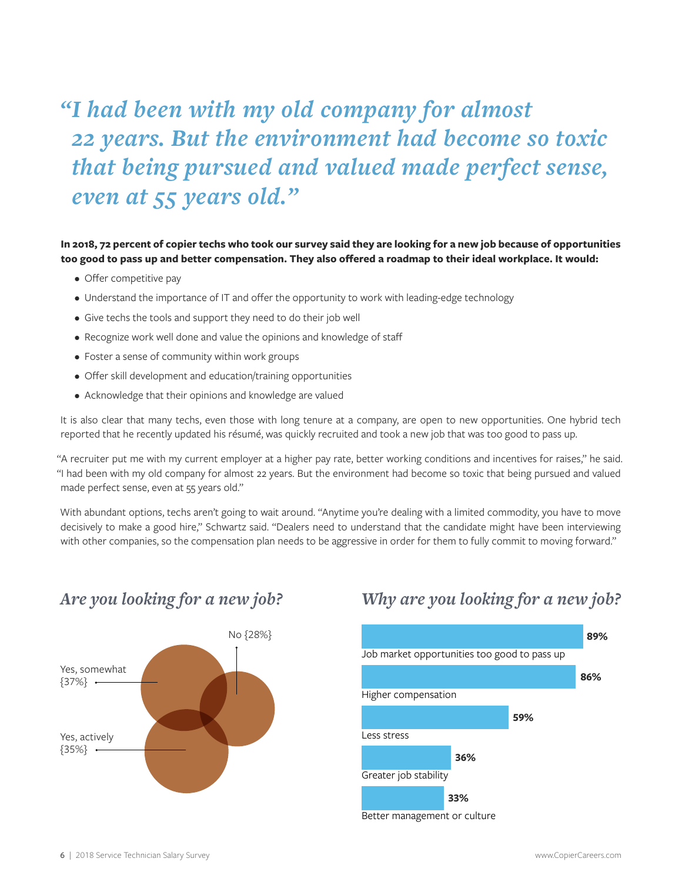> *"I had been with my old company for almost 22 years. But the environment had become so toxic that being pursued and valued made perfect sense, even at 55 years old."*

**In 2018, 72 percent of copier techs who took our survey said they are looking for a new job because of opportunities too good to pass up and better compensation. They also offered a roadmap to their ideal workplace. It would:**

- Offer competitive pay
- Understand the importance of IT and offer the opportunity to work with leading-edge technology
- Give techs the tools and support they need to do their job well
- Recognize work well done and value the opinions and knowledge of staff
- Foster a sense of community within work groups
- Offer skill development and education/training opportunities
- Acknowledge that their opinions and knowledge are valued

It is also clear that many techs, even those with long tenure at a company, are open to new opportunities. One hybrid tech reported that he recently updated his résumé, was quickly recruited and took a new job that was too good to pass up.

"A recruiter put me with my current employer at a higher pay rate, better working conditions and incentives for raises," he said. "I had been with my old company for almost 22 years. But the environment had become so toxic that being pursued and valued made perfect sense, even at 55 years old."

With abundant options, techs aren't going to wait around. "Anytime you're dealing with a limited commodity, you have to move decisively to make a good hire," Schwartz said. "Dealers need to understand that the candidate might have been interviewing with other companies, so the compensation plan needs to be aggressive in order for them to fully commit to moving forward."

## *Are you looking for a new job?*

| Response | Percent |
|---|---|
| Yes, somewhat | 37% |
| Yes, actively | 35% |
| No | 28% |

## *Why are you looking for a new job?*

| Reason | Percent |
|---|---|
| Job market opportunities too good to pass up | 89% |
| Higher compensation | 86% |
| Less stress | 59% |
| Greater job stability | 36% |
| Better management or culture | 33% |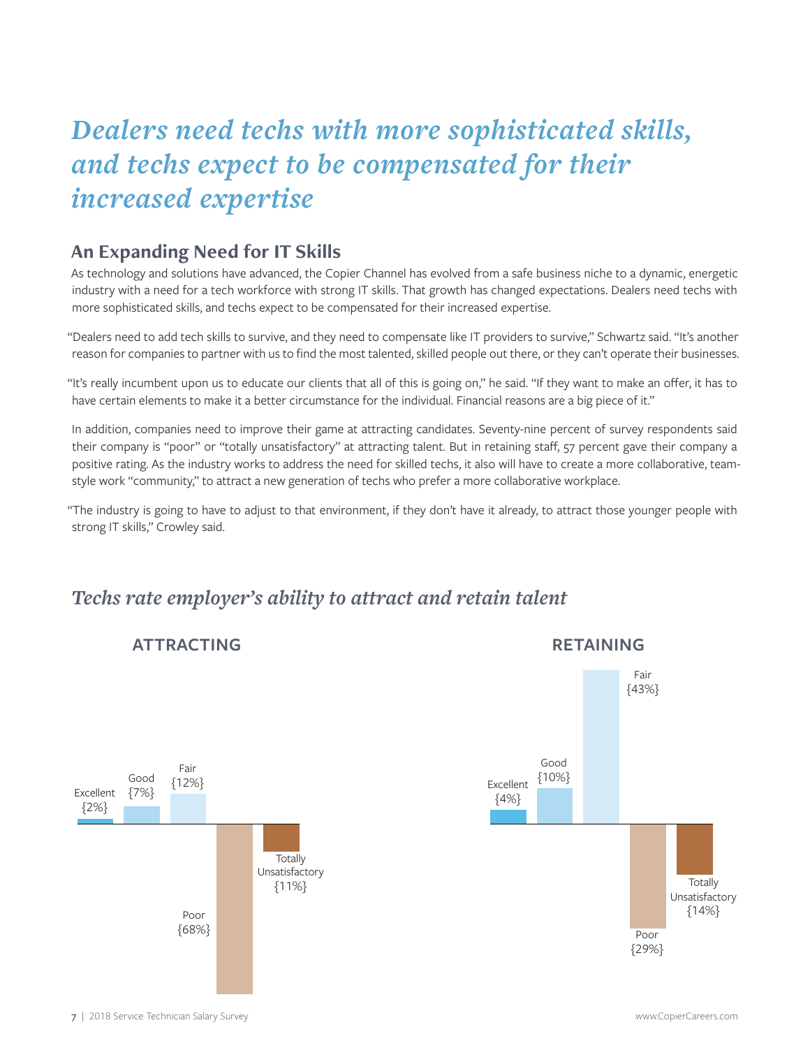# *Dealers need techs with more sophisticated skills, and techs expect to be compensated for their increased expertise*

## An Expanding Need for IT Skills

As technology and solutions have advanced, the Copier Channel has evolved from a safe business niche to a dynamic, energetic industry with a need for a tech workforce with strong IT skills. That growth has changed expectations. Dealers need techs with more sophisticated skills, and techs expect to be compensated for their increased expertise.

"Dealers need to add tech skills to survive, and they need to compensate like IT providers to survive," Schwartz said. "It's another reason for companies to partner with us to find the most talented, skilled people out there, or they can't operate their businesses.

"It's really incumbent upon us to educate our clients that all of this is going on," he said. "If they want to make an offer, it has to have certain elements to make it a better circumstance for the individual. Financial reasons are a big piece of it."

In addition, companies need to improve their game at attracting candidates. Seventy-nine percent of survey respondents said their company is "poor" or "totally unsatisfactory" at attracting talent. But in retaining staff, 57 percent gave their company a positive rating. As the industry works to address the need for skilled techs, it also will have to create a more collaborative, team-style work "community," to attract a new generation of techs who prefer a more collaborative workplace.

"The industry is going to have to adjust to that environment, if they don't have it already, to attract those younger people with strong IT skills," Crowley said.

## *Techs rate employer's ability to attract and retain talent*

| Rating | Attracting | Retaining |
|---|---|---|
| Excellent | {2%} | {4%} |
| Good | {7%} | {10%} |
| Fair | {12%} | {43%} |
| Poor | {68%} | {29%} |
| Totally Unsatisfactory | {11%} | {14%} |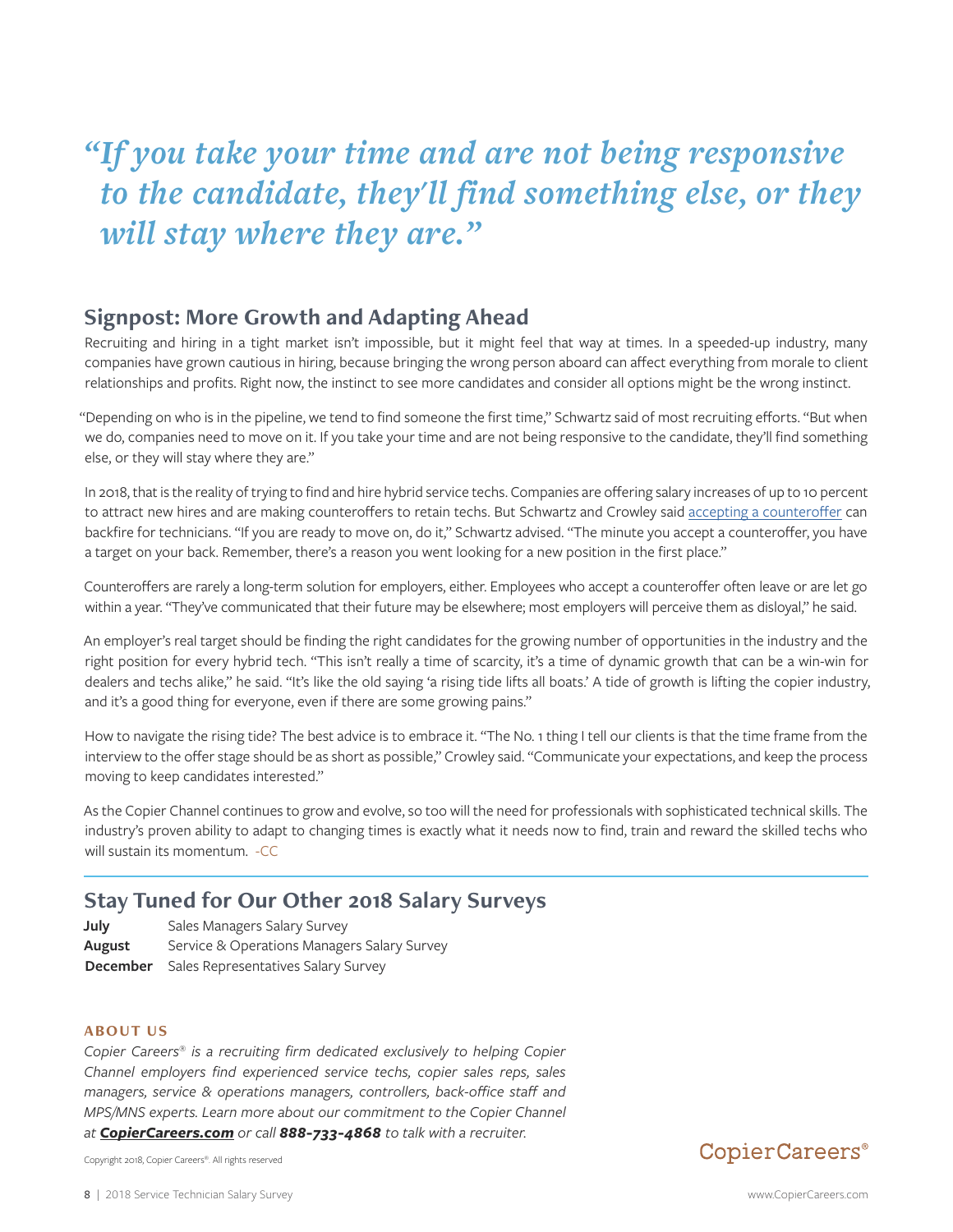> *"If you take your time and are not being responsive to the candidate, they'll find something else, or they will stay where they are."*

## Signpost: More Growth and Adapting Ahead

Recruiting and hiring in a tight market isn't impossible, but it might feel that way at times. In a speeded-up industry, many companies have grown cautious in hiring, because bringing the wrong person aboard can affect everything from morale to client relationships and profits. Right now, the instinct to see more candidates and consider all options might be the wrong instinct.

"Depending on who is in the pipeline, we tend to find someone the first time," Schwartz said of most recruiting efforts. "But when we do, companies need to move on it. If you take your time and are not being responsive to the candidate, they'll find something else, or they will stay where they are."

In 2018, that is the reality of trying to find and hire hybrid service techs. Companies are offering salary increases of up to 10 percent to attract new hires and are making counteroffers to retain techs. But Schwartz and Crowley said accepting a counteroffer can backfire for technicians. "If you are ready to move on, do it," Schwartz advised. "The minute you accept a counteroffer, you have a target on your back. Remember, there's a reason you went looking for a new position in the first place."

Counteroffers are rarely a long-term solution for employers, either. Employees who accept a counteroffer often leave or are let go within a year. "They've communicated that their future may be elsewhere; most employers will perceive them as disloyal," he said.

An employer's real target should be finding the right candidates for the growing number of opportunities in the industry and the right position for every hybrid tech. "This isn't really a time of scarcity, it's a time of dynamic growth that can be a win-win for dealers and techs alike," he said. "It's like the old saying 'a rising tide lifts all boats.' A tide of growth is lifting the copier industry, and it's a good thing for everyone, even if there are some growing pains."

How to navigate the rising tide? The best advice is to embrace it. "The No. 1 thing I tell our clients is that the time frame from the interview to the offer stage should be as short as possible," Crowley said. "Communicate your expectations, and keep the process moving to keep candidates interested."

As the Copier Channel continues to grow and evolve, so too will the need for professionals with sophisticated technical skills. The industry's proven ability to adapt to changing times is exactly what it needs now to find, train and reward the skilled techs who will sustain its momentum. -CC

---

## Stay Tuned for Our Other 2018 Salary Surveys

| | |
|---|---|
| **July** | Sales Managers Salary Survey |
| **August** | Service & Operations Managers Salary Survey |
| **December** | Sales Representatives Salary Survey |

### ABOUT US

*Copier Careers® is a recruiting firm dedicated exclusively to helping Copier Channel employers find experienced service techs, copier sales reps, sales managers, service & operations managers, controllers, back-office staff and MPS/MNS experts. Learn more about our commitment to the Copier Channel at **CopierCareers.com** or call **888-733-4868** to talk with a recruiter.*

Copyright 2018, Copier Careers®. All rights reserved

CopierCareers®